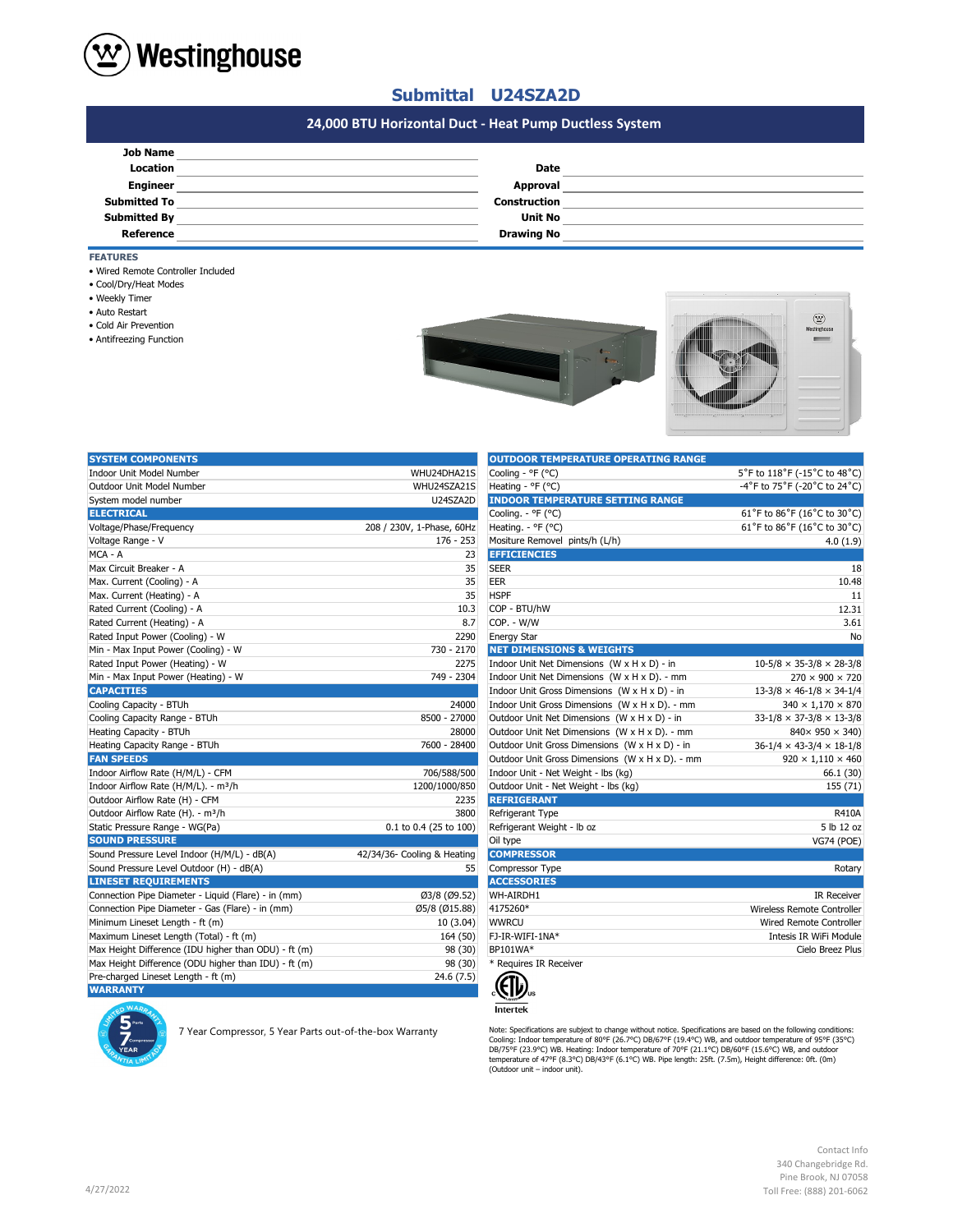# Westinghouse

## Submittal U24SZA2D

### 24,000 BTU Horizontal Duct - Heat Pump Ductless System

| | | | |
|---|---|---|---|
| **Job Name** | | | |
| **Location** | | **Date** | |
| **Engineer** | | **Approval** | |
| **Submitted To** | | **Construction** | |
| **Submitted By** | | **Unit No** | |
| **Reference** | | **Drawing No** | |

**FEATURES**

- Wired Remote Controller Included
- Cool/Dry/Heat Modes
- Weekly Timer
- Auto Restart
- Cold Air Prevention
- Antifreezing Function

| SYSTEM COMPONENTS | |
|---|---|
| Indoor Unit Model Number | WHU24DHA21S |
| Outdoor Unit Model Number | WHU24SZA21S |
| System model number | U24SZA2D |
| **ELECTRICAL** | |
| Voltage/Phase/Frequency | 208 / 230V, 1-Phase, 60Hz |
| Voltage Range - V | 176 - 253 |
| MCA - A | 23 |
| Max Circuit Breaker - A | 35 |
| Max. Current (Cooling) - A | 35 |
| Max. Current (Heating) - A | 35 |
| Rated Current (Cooling) - A | 10.3 |
| Rated Current (Heating) - A | 8.7 |
| Rated Input Power (Cooling) - W | 2290 |
| Min - Max Input Power (Cooling) - W | 730 - 2170 |
| Rated Input Power (Heating) - W | 2275 |
| Min - Max Input Power (Heating) - W | 749 - 2304 |
| **CAPACITIES** | |
| Cooling Capacity - BTUh | 24000 |
| Cooling Capacity Range - BTUh | 8500 - 27000 |
| Heating Capacity - BTUh | 28000 |
| Heating Capacity Range - BTUh | 7600 - 28400 |
| **FAN SPEEDS** | |
| Indoor Airflow Rate (H/M/L) - CFM | 706/588/500 |
| Indoor Airflow Rate (H/M/L). - m³/h | 1200/1000/850 |
| Outdoor Airflow Rate (H) - CFM | 2235 |
| Outdoor Airflow Rate (H). - m³/h | 3800 |
| Static Pressure Range - WG(Pa) | 0.1 to 0.4 (25 to 100) |
| **SOUND PRESSURE** | |
| Sound Pressure Level Indoor (H/M/L) - dB(A) | 42/34/36- Cooling & Heating |
| Sound Pressure Level Outdoor (H) - dB(A) | 55 |
| **LINESET REQUIREMENTS** | |
| Connection Pipe Diameter - Liquid (Flare) - in (mm) | Ø3/8 (Ø9.52) |
| Connection Pipe Diameter - Gas (Flare) - in (mm) | Ø5/8 (Ø15.88) |
| Minimum Lineset Length - ft (m) | 10 (3.04) |
| Maximum Lineset Length (Total) - ft (m) | 164 (50) |
| Max Height Difference (IDU higher than ODU) - ft (m) | 98 (30) |
| Max Height Difference (ODU higher than IDU) - ft (m) | 98 (30) |
| Pre-charged Lineset Length - ft (m) | 24.6 (7.5) |
| **WARRANTY** | |

7 Year Compressor, 5 Year Parts out-of-the-box Warranty

| OUTDOOR TEMPERATURE OPERATING RANGE | |
|---|---|
| Cooling - °F (°C) | 5°F to 118°F (-15°C to 48°C) |
| Heating - °F (°C) | -4°F to 75°F (-20°C to 24°C) |
| **INDOOR TEMPERATURE SETTING RANGE** | |
| Cooling. - °F (°C) | 61°F to 86°F (16°C to 30°C) |
| Heating. - °F (°C) | 61°F to 86°F (16°C to 30°C) |
| Mositure Removel pints/h (L/h) | 4.0 (1.9) |
| **EFFICIENCIES** | |
| SEER | 18 |
| EER | 10.48 |
| HSPF | 11 |
| COP - BTU/hW | 12.31 |
| COP. - W/W | 3.61 |
| Energy Star | No |
| **NET DIMENSIONS & WEIGHTS** | |
| Indoor Unit Net Dimensions (W x H x D) - in | 10-5/8 × 35-3/8 × 28-3/8 |
| Indoor Unit Net Dimensions (W x H x D). - mm | 270 × 900 × 720 |
| Indoor Unit Gross Dimensions (W x H x D) - in | 13-3/8 × 46-1/8 × 34-1/4 |
| Indoor Unit Gross Dimensions (W x H x D). - mm | 340 × 1,170 × 870 |
| Outdoor Unit Net Dimensions (W x H x D) - in | 33-1/8 × 37-3/8 × 13-3/8 |
| Outdoor Unit Net Dimensions (W x H x D). - mm | 840× 950 × 340) |
| Outdoor Unit Gross Dimensions (W x H x D) - in | 36-1/4 × 43-3/4 × 18-1/8 |
| Outdoor Unit Gross Dimensions (W x H x D). - mm | 920 × 1,110 × 460 |
| Indoor Unit - Net Weight - lbs (kg) | 66.1 (30) |
| Outdoor Unit - Net Weight - lbs (kg) | 155 (71) |
| **REFRIGERANT** | |
| Refrigerant Type | R410A |
| Refrigerant Weight - lb oz | 5 lb 12 oz |
| Oil type | VG74 (POE) |
| **COMPRESSOR** | |
| Compressor Type | Rotary |
| **ACCESSORIES** | |
| WH-AIRDH1 | IR Receiver |
| 4175260* | Wireless Remote Controller |
| WWRCU | Wired Remote Controller |
| FJ-IR-WIFI-1NA* | Intesis IR WiFi Module |
| BP101WA* | Cielo Breez Plus |

\* Requires IR Receiver

Intertek

Note: Specifications are subject to change without notice. Specifications are based on the following conditions: Cooling: Indoor temperature of 80°F (26.7°C) DB/67°F (19.4°C) WB, and outdoor temperature of 95°F (35°C) DB/75°F (23.9°C) WB. Heating: Indoor temperature of 70°F (21.1°C) DB/60°F (15.6°C) WB, and outdoor temperature of 47°F (8.3°C) DB/43°F (6.1°C) WB. Pipe length: 25ft. (7.5m), Height difference: 0ft. (0m) (Outdoor unit – indoor unit).

4/27/2022

Contact Info
340 Changebridge Rd.
Pine Brook, NJ 07058
Toll Free: (888) 201-6062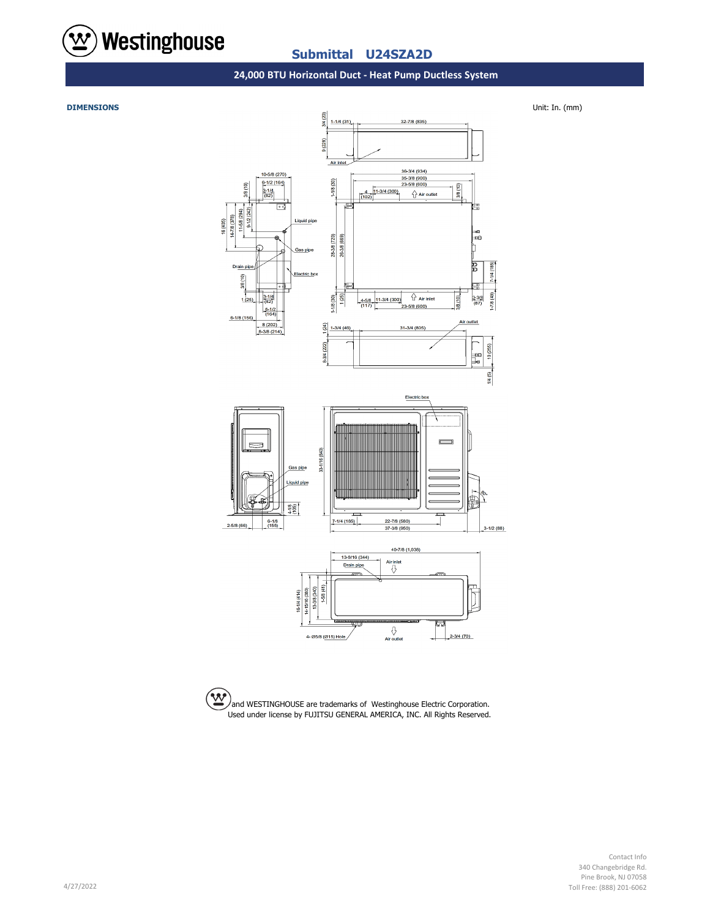# Submittal U24SZA2D

## 24,000 BTU Horizontal Duct - Heat Pump Ductless System

**DIMENSIONS**

Unit: In. (mm)

3/4 (20)
1-1/4 (31)
32-7/8 (835)
9 (228)
Air inlet

10-5/8 (270)
6-1/2 (164)
3-1/4 (82)
3/8 (10)
16 (405)
14-7/8 (379)
11-5/8 (294)
9-1/2 (242)
Liquid pipe
Gas pipe
Drain pipe
Electric box
3/8 (10)
1 (25)
3-1/4 (82)
6-1/2 (164)
6-1/8 (156)
8 (202)
8-3/8 (214)

36-3/4 (934)
35-3/8 (900)
23-5/8 (600)
1-1/8 (30)
4 (102)
11-3/4 (300)
Air outlet
3/8 (10)
28-3/8 (720)
26-3/8 (669)
7-1/4 (185)
1-1/8 (30)
1 (25)
4-5/8 (117)
11-3/4 (300)
Air inlet
23-5/8 (600)
3/8 (10)
3-3/8 (87)
1-7/8 (49)

1 (24)
1-3/4 (46)
31-3/4 (805)
Air outlet
8-3/4 (222)
10 (255)
1/4 (6)

Electric box
Gas pipe
Liquid pipe
33-1/16 (840)
4-1/8 (105)
2-5/8 (66)
6-1/8 (155)
7-1/4 (185)
22-7/8 (580)
37-3/8 (950)
3-1/2 (88)

40-7/8 (1,038)
13-9/16 (344)
Drain pipe
Air inlet
16-1/4 (414)
14-15/16 (380)
13-3/8 (340)
1-5/8 (41)
4- Ø5/8 (Ø15) Hole
Air outlet
2-3/4 (70)

and WESTINGHOUSE are trademarks of Westinghouse Electric Corporation.
Used under license by FUJITSU GENERAL AMERICA, INC. All Rights Reserved.

4/27/2022

Contact Info
340 Changebridge Rd.
Pine Brook, NJ 07058
Toll Free: (888) 201-6062